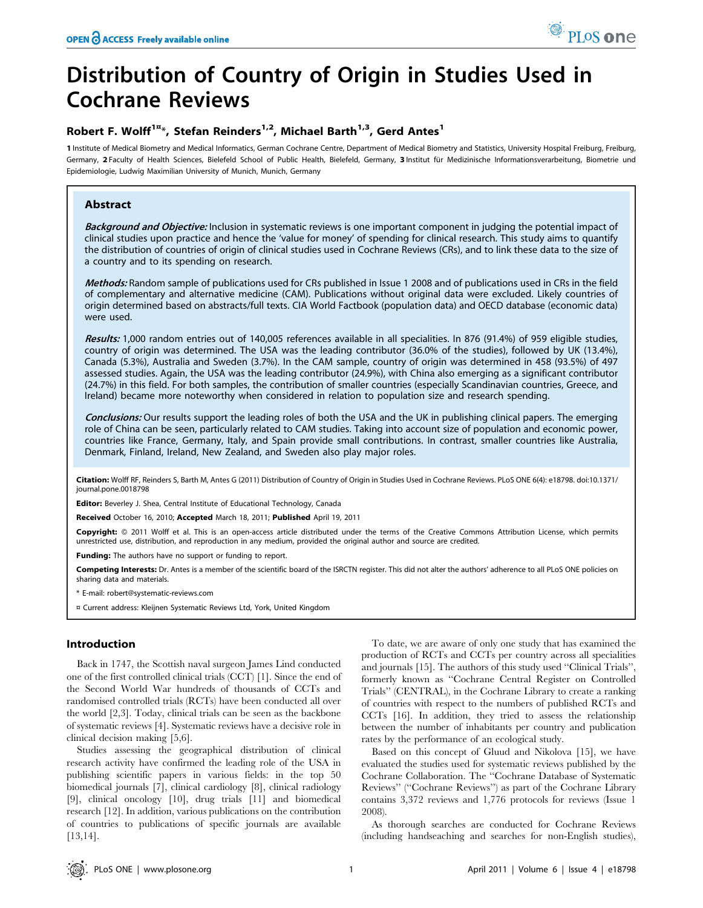# Distribution of Country of Origin in Studies Used in Cochrane Reviews

**Robert F. Wolff[1¤]\*, Stefan Reinders[1,2], Michael Barth[1,3], Gerd Antes[1]**

1 Institute of Medical Biometry and Medical Informatics, German Cochrane Centre, Department of Medical Biometry and Statistics, University Hospital Freiburg, Freiburg, Germany, 2 Faculty of Health Sciences, Bielefeld School of Public Health, Bielefeld, Germany, 3 Institut für Medizinische Informationsverarbeitung, Biometrie und Epidemiologie, Ludwig Maximilian University of Munich, Munich, Germany

## Abstract

***Background and Objective:*** Inclusion in systematic reviews is one important component in judging the potential impact of clinical studies upon practice and hence the 'value for money' of spending for clinical research. This study aims to quantify the distribution of countries of origin of clinical studies used in Cochrane Reviews (CRs), and to link these data to the size of a country and to its spending on research.

***Methods:*** Random sample of publications used for CRs published in Issue 1 2008 and of publications used in CRs in the field of complementary and alternative medicine (CAM). Publications without original data were excluded. Likely countries of origin determined based on abstracts/full texts. CIA World Factbook (population data) and OECD database (economic data) were used.

***Results:*** 1,000 random entries out of 140,005 references available in all specialities. In 876 (91.4%) of 959 eligible studies, country of origin was determined. The USA was the leading contributor (36.0% of the studies), followed by UK (13.4%), Canada (5.3%), Australia and Sweden (3.7%). In the CAM sample, country of origin was determined in 458 (93.5%) of 497 assessed studies. Again, the USA was the leading contributor (24.9%), with China also emerging as a significant contributor (24.7%) in this field. For both samples, the contribution of smaller countries (especially Scandinavian countries, Greece, and Ireland) became more noteworthy when considered in relation to population size and research spending.

***Conclusions:*** Our results support the leading roles of both the USA and the UK in publishing clinical papers. The emerging role of China can be seen, particularly related to CAM studies. Taking into account size of population and economic power, countries like France, Germany, Italy, and Spain provide small contributions. In contrast, smaller countries like Australia, Denmark, Finland, Ireland, New Zealand, and Sweden also play major roles.

**Citation:** Wolff RF, Reinders S, Barth M, Antes G (2011) Distribution of Country of Origin in Studies Used in Cochrane Reviews. PLoS ONE 6(4): e18798. doi:10.1371/journal.pone.0018798

**Editor:** Beverley J. Shea, Central Institute of Educational Technology, Canada

**Received** October 16, 2010; **Accepted** March 18, 2011; **Published** April 19, 2011

**Copyright:** © 2011 Wolff et al. This is an open-access article distributed under the terms of the Creative Commons Attribution License, which permits unrestricted use, distribution, and reproduction in any medium, provided the original author and source are credited.

**Funding:** The authors have no support or funding to report.

**Competing Interests:** Dr. Antes is a member of the scientific board of the ISRCTN register. This did not alter the authors' adherence to all PLoS ONE policies on sharing data and materials.

\* E-mail: robert@systematic-reviews.com

¤ Current address: Kleijnen Systematic Reviews Ltd, York, United Kingdom

## Introduction

Back in 1747, the Scottish naval surgeon James Lind conducted one of the first controlled clinical trials (CCT) [1]. Since the end of the Second World War hundreds of thousands of CCTs and randomised controlled trials (RCTs) have been conducted all over the world [2,3]. Today, clinical trials can be seen as the backbone of systematic reviews [4]. Systematic reviews have a decisive role in clinical decision making [5,6].

Studies assessing the geographical distribution of clinical research activity have confirmed the leading role of the USA in publishing scientific papers in various fields: in the top 50 biomedical journals [7], clinical cardiology [8], clinical radiology [9], clinical oncology [10], drug trials [11] and biomedical research [12]. In addition, various publications on the contribution of countries to publications of specific journals are available [13,14].

To date, we are aware of only one study that has examined the production of RCTs and CCTs per country across all specialities and journals [15]. The authors of this study used "Clinical Trials", formerly known as "Cochrane Central Register on Controlled Trials" (CENTRAL), in the Cochrane Library to create a ranking of countries with respect to the numbers of published RCTs and CCTs [16]. In addition, they tried to assess the relationship between the number of inhabitants per country and publication rates by the performance of an ecological study.

Based on this concept of Gluud and Nikolova [15], we have evaluated the studies used for systematic reviews published by the Cochrane Collaboration. The "Cochrane Database of Systematic Reviews" ("Cochrane Reviews") as part of the Cochrane Library contains 3,372 reviews and 1,776 protocols for reviews (Issue 1 2008).

As thorough searches are conducted for Cochrane Reviews (including handseaching and searches for non-English studies),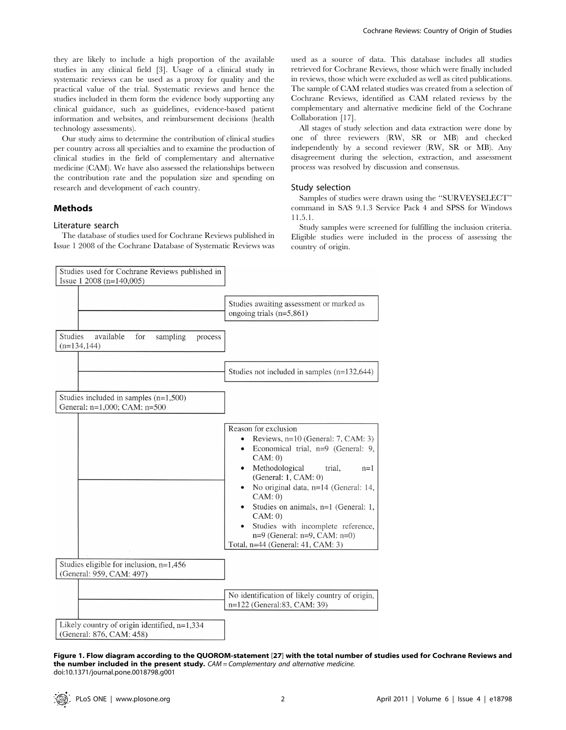they are likely to include a high proportion of the available studies in any clinical field [3]. Usage of a clinical study in systematic reviews can be used as a proxy for quality and the practical value of the trial. Systematic reviews and hence the studies included in them form the evidence body supporting any clinical guidance, such as guidelines, evidence-based patient information and websites, and reimbursement decisions (health technology assessments).

Our study aims to determine the contribution of clinical studies per country across all specialties and to examine the production of clinical studies in the field of complementary and alternative medicine (CAM). We have also assessed the relationships between the contribution rate and the population size and spending on research and development of each country.

## Methods

### Literature search

The database of studies used for Cochrane Reviews published in Issue 1 2008 of the Cochrane Database of Systematic Reviews was used as a source of data. This database includes all studies retrieved for Cochrane Reviews, those which were finally included in reviews, those which were excluded as well as cited publications. The sample of CAM related studies was created from a selection of Cochrane Reviews, identified as CAM related reviews by the complementary and alternative medicine field of the Cochrane Collaboration [17].

All stages of study selection and data extraction were done by one of three reviewers (RW, SR or MB) and checked independently by a second reviewer (RW, SR or MB). Any disagreement during the selection, extraction, and assessment process was resolved by discussion and consensus.

### Study selection

Samples of studies were drawn using the "SURVEYSELECT" command in SAS 9.1.3 Service Pack 4 and SPSS for Windows 11.5.1.

Study samples were screened for fulfilling the inclusion criteria. Eligible studies were included in the process of assessing the country of origin.

Studies used for Cochrane Reviews published in Issue 1 2008 (n=140,005)

→ Studies awaiting assessment or marked as ongoing trials (n=5,861)

Studies available for sampling process (n=134,144)

→ Studies not included in samples (n=132,644)

Studies included in samples (n=1,500)
General: n=1,000; CAM: n=500

→ Reason for exclusion
- Reviews, n=10 (General: 7, CAM: 3)
- Economical trial, n=9 (General: 9, CAM: 0)
- Methodological trial, n=1 (General: 1, CAM: 0)
- No original data, n=14 (General: 14, CAM: 0)
- Studies on animals, n=1 (General: 1, CAM: 0)
- Studies with incomplete reference, n=9 (General: n=9, CAM: n=0)

Total, n=44 (General: 41, CAM: 3)

Studies eligible for inclusion, n=1,456 (General: 959, CAM: 497)

→ No identification of likely country of origin, n=122 (General:83, CAM: 39)

Likely country of origin identified, n=1,334 (General: 876, CAM: 458)

**Figure 1. Flow diagram according to the QUOROM-statement [27] with the total number of studies used for Cochrane Reviews and the number included in the present study.** *CAM = Complementary and alternative medicine.*
doi:10.1371/journal.pone.0018798.g001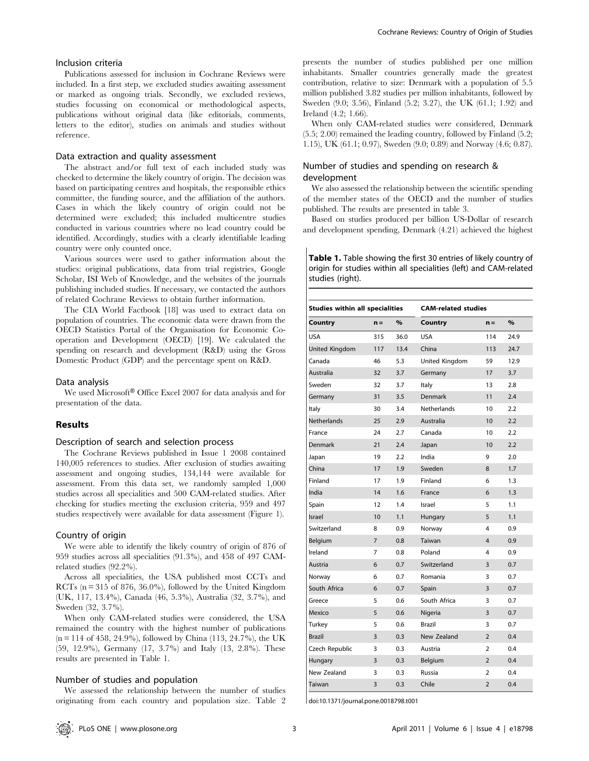### Inclusion criteria

Publications assessed for inclusion in Cochrane Reviews were included. In a first step, we excluded studies awaiting assessment or marked as ongoing trials. Secondly, we excluded reviews, studies focussing on economical or methodological aspects, publications without original data (like editorials, comments, letters to the editor), studies on animals and studies without reference.

### Data extraction and quality assessment

The abstract and/or full text of each included study was checked to determine the likely country of origin. The decision was based on participating centres and hospitals, the responsible ethics committee, the funding source, and the affiliation of the authors. Cases in which the likely country of origin could not be determined were excluded; this included multicentre studies conducted in various countries where no lead country could be identified. Accordingly, studies with a clearly identifiable leading country were only counted once.

Various sources were used to gather information about the studies: original publications, data from trial registries, Google Scholar, ISI Web of Knowledge, and the websites of the journals publishing included studies. If necessary, we contacted the authors of related Cochrane Reviews to obtain further information.

The CIA World Factbook [18] was used to extract data on population of countries. The economic data were drawn from the OECD Statistics Portal of the Organisation for Economic Cooperation and Development (OECD) [19]. We calculated the spending on research and development (R&D) using the Gross Domestic Product (GDP) and the percentage spent on R&D.

### Data analysis

We used Microsoft® Office Excel 2007 for data analysis and for presentation of the data.

## Results

### Description of search and selection process

The Cochrane Reviews published in Issue 1 2008 contained 140,005 references to studies. After exclusion of studies awaiting assessment and ongoing studies, 134,144 were available for assessment. From this data set, we randomly sampled 1,000 studies across all specialities and 500 CAM-related studies. After checking for studies meeting the exclusion criteria, 959 and 497 studies respectively were available for data assessment (Figure 1).

### Country of origin

We were able to identify the likely country of origin of 876 of 959 studies across all specialities (91.3%), and 458 of 497 CAM-related studies (92.2%).

Across all specialities, the USA published most CCTs and RCTs (n = 315 of 876, 36.0%), followed by the United Kingdom (UK, 117, 13.4%), Canada (46, 5.3%), Australia (32, 3.7%), and Sweden (32, 3.7%).

When only CAM-related studies were considered, the USA remained the country with the highest number of publications (n = 114 of 458, 24.9%), followed by China (113, 24.7%), the UK (59, 12.9%), Germany (17, 3.7%) and Italy (13, 2.8%). These results are presented in Table 1.

### Number of studies and population

We assessed the relationship between the number of studies originating from each country and population size. Table 2 presents the number of studies published per one million inhabitants. Smaller countries generally made the greatest contribution, relative to size: Denmark with a population of 5.5 million published 3.82 studies per million inhabitants, followed by Sweden (9.0; 3.56), Finland (5.2; 3.27), the UK (61.1; 1.92) and Ireland (4.2; 1.66).

When only CAM-related studies were considered, Denmark (5.5; 2.00) remained the leading country, followed by Finland (5.2; 1.15), UK (61.1; 0.97), Sweden (9.0; 0.89) and Norway (4.6; 0.87).

### Number of studies and spending on research & development

We also assessed the relationship between the scientific spending of the member states of the OECD and the number of studies published. The results are presented in table 3.

Based on studies produced per billion US-Dollar of research and development spending, Denmark (4.21) achieved the highest

**Table 1.** Table showing the first 30 entries of likely country of origin for studies within all specialities (left) and CAM-related studies (right).

| Studies within all specialities | | | CAM-related studies | | |
|---|---|---|---|---|---|
| **Country** | **n =** | **%** | **Country** | **n =** | **%** |
| USA | 315 | 36.0 | USA | 114 | 24.9 |
| United Kingdom | 117 | 13.4 | China | 113 | 24.7 |
| Canada | 46 | 5.3 | United Kingdom | 59 | 12.9 |
| Australia | 32 | 3.7 | Germany | 17 | 3.7 |
| Sweden | 32 | 3.7 | Italy | 13 | 2.8 |
| Germany | 31 | 3.5 | Denmark | 11 | 2.4 |
| Italy | 30 | 3.4 | Netherlands | 10 | 2.2 |
| Netherlands | 25 | 2.9 | Australia | 10 | 2.2 |
| France | 24 | 2.7 | Canada | 10 | 2.2 |
| Denmark | 21 | 2.4 | Japan | 10 | 2.2 |
| Japan | 19 | 2.2 | India | 9 | 2.0 |
| China | 17 | 1.9 | Sweden | 8 | 1.7 |
| Finland | 17 | 1.9 | Finland | 6 | 1.3 |
| India | 14 | 1.6 | France | 6 | 1.3 |
| Spain | 12 | 1.4 | Israel | 5 | 1.1 |
| Israel | 10 | 1.1 | Hungary | 5 | 1.1 |
| Switzerland | 8 | 0.9 | Norway | 4 | 0.9 |
| Belgium | 7 | 0.8 | Taiwan | 4 | 0.9 |
| Ireland | 7 | 0.8 | Poland | 4 | 0.9 |
| Austria | 6 | 0.7 | Switzerland | 3 | 0.7 |
| Norway | 6 | 0.7 | Romania | 3 | 0.7 |
| South Africa | 6 | 0.7 | Spain | 3 | 0.7 |
| Greece | 5 | 0.6 | South Africa | 3 | 0.7 |
| Mexico | 5 | 0.6 | Nigeria | 3 | 0.7 |
| Turkey | 5 | 0.6 | Brazil | 3 | 0.7 |
| Brazil | 3 | 0.3 | New Zealand | 2 | 0.4 |
| Czech Republic | 3 | 0.3 | Austria | 2 | 0.4 |
| Hungary | 3 | 0.3 | Belgium | 2 | 0.4 |
| New Zealand | 3 | 0.3 | Russia | 2 | 0.4 |
| Taiwan | 3 | 0.3 | Chile | 2 | 0.4 |

doi:10.1371/journal.pone.0018798.t001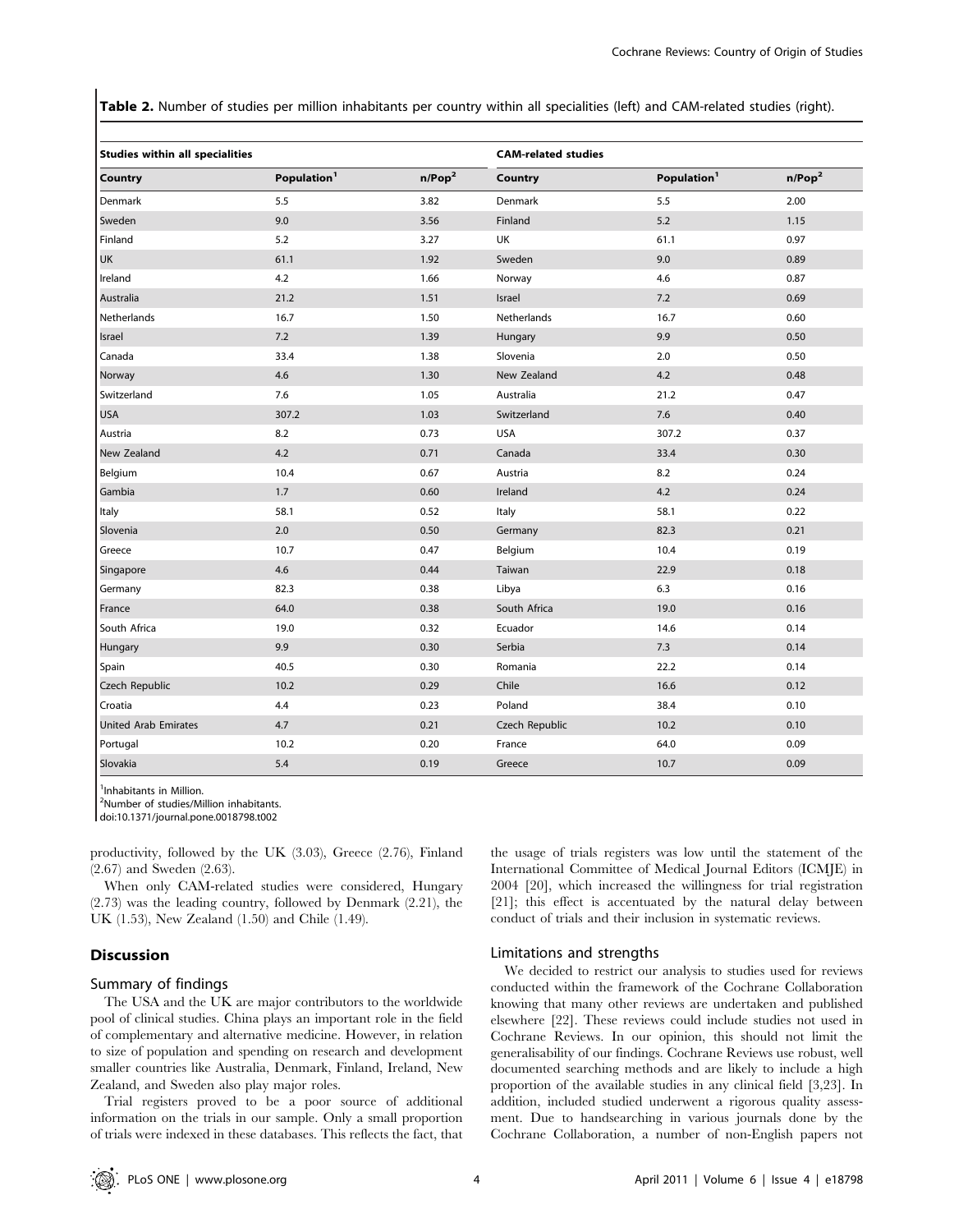**Table 2.** Number of studies per million inhabitants per country within all specialities (left) and CAM-related studies (right).

| Studies within all specialities | | | CAM-related studies | | |
|---|---|---|---|---|---|
| Country | Population[1] | n/Pop[2] | Country | Population[1] | n/Pop[2] |
| Denmark | 5.5 | 3.82 | Denmark | 5.5 | 2.00 |
| Sweden | 9.0 | 3.56 | Finland | 5.2 | 1.15 |
| Finland | 5.2 | 3.27 | UK | 61.1 | 0.97 |
| UK | 61.1 | 1.92 | Sweden | 9.0 | 0.89 |
| Ireland | 4.2 | 1.66 | Norway | 4.6 | 0.87 |
| Australia | 21.2 | 1.51 | Israel | 7.2 | 0.69 |
| Netherlands | 16.7 | 1.50 | Netherlands | 16.7 | 0.60 |
| Israel | 7.2 | 1.39 | Hungary | 9.9 | 0.50 |
| Canada | 33.4 | 1.38 | Slovenia | 2.0 | 0.50 |
| Norway | 4.6 | 1.30 | New Zealand | 4.2 | 0.48 |
| Switzerland | 7.6 | 1.05 | Australia | 21.2 | 0.47 |
| USA | 307.2 | 1.03 | Switzerland | 7.6 | 0.40 |
| Austria | 8.2 | 0.73 | USA | 307.2 | 0.37 |
| New Zealand | 4.2 | 0.71 | Canada | 33.4 | 0.30 |
| Belgium | 10.4 | 0.67 | Austria | 8.2 | 0.24 |
| Gambia | 1.7 | 0.60 | Ireland | 4.2 | 0.24 |
| Italy | 58.1 | 0.52 | Italy | 58.1 | 0.22 |
| Slovenia | 2.0 | 0.50 | Germany | 82.3 | 0.21 |
| Greece | 10.7 | 0.47 | Belgium | 10.4 | 0.19 |
| Singapore | 4.6 | 0.44 | Taiwan | 22.9 | 0.18 |
| Germany | 82.3 | 0.38 | Libya | 6.3 | 0.16 |
| France | 64.0 | 0.38 | South Africa | 19.0 | 0.16 |
| South Africa | 19.0 | 0.32 | Ecuador | 14.6 | 0.14 |
| Hungary | 9.9 | 0.30 | Serbia | 7.3 | 0.14 |
| Spain | 40.5 | 0.30 | Romania | 22.2 | 0.14 |
| Czech Republic | 10.2 | 0.29 | Chile | 16.6 | 0.12 |
| Croatia | 4.4 | 0.23 | Poland | 38.4 | 0.10 |
| United Arab Emirates | 4.7 | 0.21 | Czech Republic | 10.2 | 0.10 |
| Portugal | 10.2 | 0.20 | France | 64.0 | 0.09 |
| Slovakia | 5.4 | 0.19 | Greece | 10.7 | 0.09 |

[1]Inhabitants in Million.
[2]Number of studies/Million inhabitants.
doi:10.1371/journal.pone.0018798.t002

productivity, followed by the UK (3.03), Greece (2.76), Finland (2.67) and Sweden (2.63).

When only CAM-related studies were considered, Hungary (2.73) was the leading country, followed by Denmark (2.21), the UK (1.53), New Zealand (1.50) and Chile (1.49).

## Discussion

### Summary of findings

The USA and the UK are major contributors to the worldwide pool of clinical studies. China plays an important role in the field of complementary and alternative medicine. However, in relation to size of population and spending on research and development smaller countries like Australia, Denmark, Finland, Ireland, New Zealand, and Sweden also play major roles.

Trial registers proved to be a poor source of additional information on the trials in our sample. Only a small proportion of trials were indexed in these databases. This reflects the fact, that the usage of trials registers was low until the statement of the International Committee of Medical Journal Editors (ICMJE) in 2004 [20], which increased the willingness for trial registration [21]; this effect is accentuated by the natural delay between conduct of trials and their inclusion in systematic reviews.

### Limitations and strengths

We decided to restrict our analysis to studies used for reviews conducted within the framework of the Cochrane Collaboration knowing that many other reviews are undertaken and published elsewhere [22]. These reviews could include studies not used in Cochrane Reviews. In our opinion, this should not limit the generalisability of our findings. Cochrane Reviews use robust, well documented searching methods and are likely to include a high proportion of the available studies in any clinical field [3,23]. In addition, included studied underwent a rigorous quality assessment. Due to handsearching in various journals done by the Cochrane Collaboration, a number of non-English papers not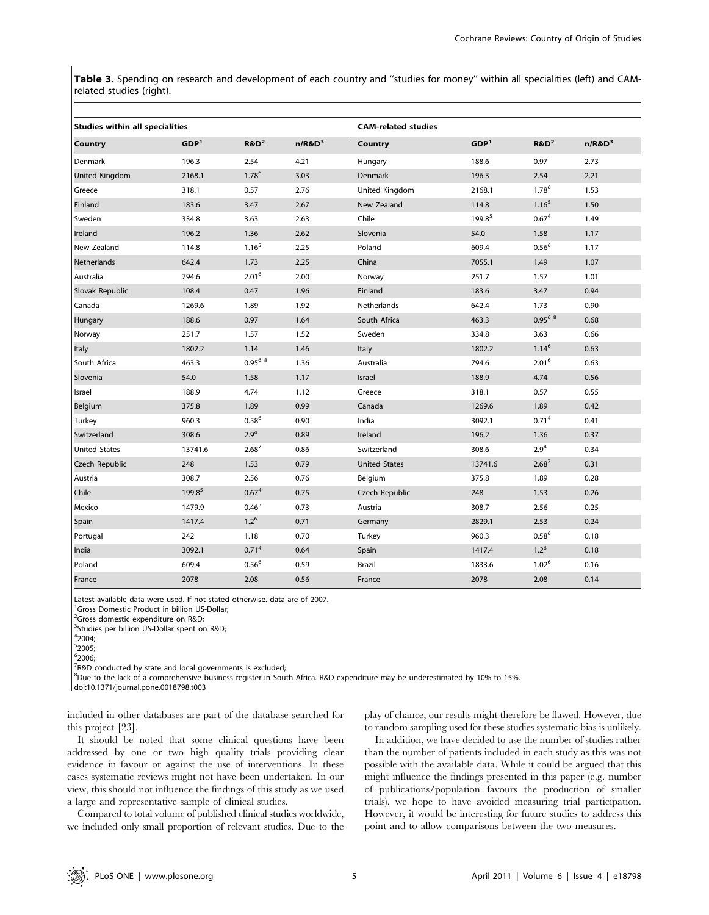**Table 3.** Spending on research and development of each country and ''studies for money'' within all specialities (left) and CAM-related studies (right).

| Studies within all specialities | | | | CAM-related studies | | | |
|---|---|---|---|---|---|---|---|
| Country | GDP[1] | R&D[2] | n/R&D[3] | Country | GDP[1] | R&D[2] | n/R&D[3] |
| Denmark | 196.3 | 2.54 | 4.21 | Hungary | 188.6 | 0.97 | 2.73 |
| United Kingdom | 2168.1 | 1.78[6] | 3.03 | Denmark | 196.3 | 2.54 | 2.21 |
| Greece | 318.1 | 0.57 | 2.76 | United Kingdom | 2168.1 | 1.78[6] | 1.53 |
| Finland | 183.6 | 3.47 | 2.67 | New Zealand | 114.8 | 1.16[5] | 1.50 |
| Sweden | 334.8 | 3.63 | 2.63 | Chile | 199.8[5] | 0.67[4] | 1.49 |
| Ireland | 196.2 | 1.36 | 2.62 | Slovenia | 54.0 | 1.58 | 1.17 |
| New Zealand | 114.8 | 1.16[5] | 2.25 | Poland | 609.4 | 0.56[6] | 1.17 |
| Netherlands | 642.4 | 1.73 | 2.25 | China | 7055.1 | 1.49 | 1.07 |
| Australia | 794.6 | 2.01[6] | 2.00 | Norway | 251.7 | 1.57 | 1.01 |
| Slovak Republic | 108.4 | 0.47 | 1.96 | Finland | 183.6 | 3.47 | 0.94 |
| Canada | 1269.6 | 1.89 | 1.92 | Netherlands | 642.4 | 1.73 | 0.90 |
| Hungary | 188.6 | 0.97 | 1.64 | South Africa | 463.3 | 0.95[6 8] | 0.68 |
| Norway | 251.7 | 1.57 | 1.52 | Sweden | 334.8 | 3.63 | 0.66 |
| Italy | 1802.2 | 1.14 | 1.46 | Italy | 1802.2 | 1.14[6] | 0.63 |
| South Africa | 463.3 | 0.95[6 8] | 1.36 | Australia | 794.6 | 2.01[6] | 0.63 |
| Slovenia | 54.0 | 1.58 | 1.17 | Israel | 188.9 | 4.74 | 0.56 |
| Israel | 188.9 | 4.74 | 1.12 | Greece | 318.1 | 0.57 | 0.55 |
| Belgium | 375.8 | 1.89 | 0.99 | Canada | 1269.6 | 1.89 | 0.42 |
| Turkey | 960.3 | 0.58[6] | 0.90 | India | 3092.1 | 0.71[4] | 0.41 |
| Switzerland | 308.6 | 2.9[4] | 0.89 | Ireland | 196.2 | 1.36 | 0.37 |
| United States | 13741.6 | 2.68[7] | 0.86 | Switzerland | 308.6 | 2.9[4] | 0.34 |
| Czech Republic | 248 | 1.53 | 0.79 | United States | 13741.6 | 2.68[7] | 0.31 |
| Austria | 308.7 | 2.56 | 0.76 | Belgium | 375.8 | 1.89 | 0.28 |
| Chile | 199.8[5] | 0.67[4] | 0.75 | Czech Republic | 248 | 1.53 | 0.26 |
| Mexico | 1479.9 | 0.46[5] | 0.73 | Austria | 308.7 | 2.56 | 0.25 |
| Spain | 1417.4 | 1.2[6] | 0.71 | Germany | 2829.1 | 2.53 | 0.24 |
| Portugal | 242 | 1.18 | 0.70 | Turkey | 960.3 | 0.58[6] | 0.18 |
| India | 3092.1 | 0.71[4] | 0.64 | Spain | 1417.4 | 1.2[6] | 0.18 |
| Poland | 609.4 | 0.56[6] | 0.59 | Brazil | 1833.6 | 1.02[6] | 0.16 |
| France | 2078 | 2.08 | 0.56 | France | 2078 | 2.08 | 0.14 |

Latest available data were used. If not stated otherwise. data are of 2007.
[1]Gross Domestic Product in billion US-Dollar;
[2]Gross domestic expenditure on R&D;
[3]Studies per billion US-Dollar spent on R&D;
[4]2004;
[5]2005;
[6]2006;
[7]R&D conducted by state and local governments is excluded;
[8]Due to the lack of a comprehensive business register in South Africa. R&D expenditure may be underestimated by 10% to 15%.
doi:10.1371/journal.pone.0018798.t003

included in other databases are part of the database searched for this project [23].

It should be noted that some clinical questions have been addressed by one or two high quality trials providing clear evidence in favour or against the use of interventions. In these cases systematic reviews might not have been undertaken. In our view, this should not influence the findings of this study as we used a large and representative sample of clinical studies.

Compared to total volume of published clinical studies worldwide, we included only small proportion of relevant studies. Due to the play of chance, our results might therefore be flawed. However, due to random sampling used for these studies systematic bias is unlikely.

In addition, we have decided to use the number of studies rather than the number of patients included in each study as this was not possible with the available data. While it could be argued that this might influence the findings presented in this paper (e.g. number of publications/population favours the production of smaller trials), we hope to have avoided measuring trial participation. However, it would be interesting for future studies to address this point and to allow comparisons between the two measures.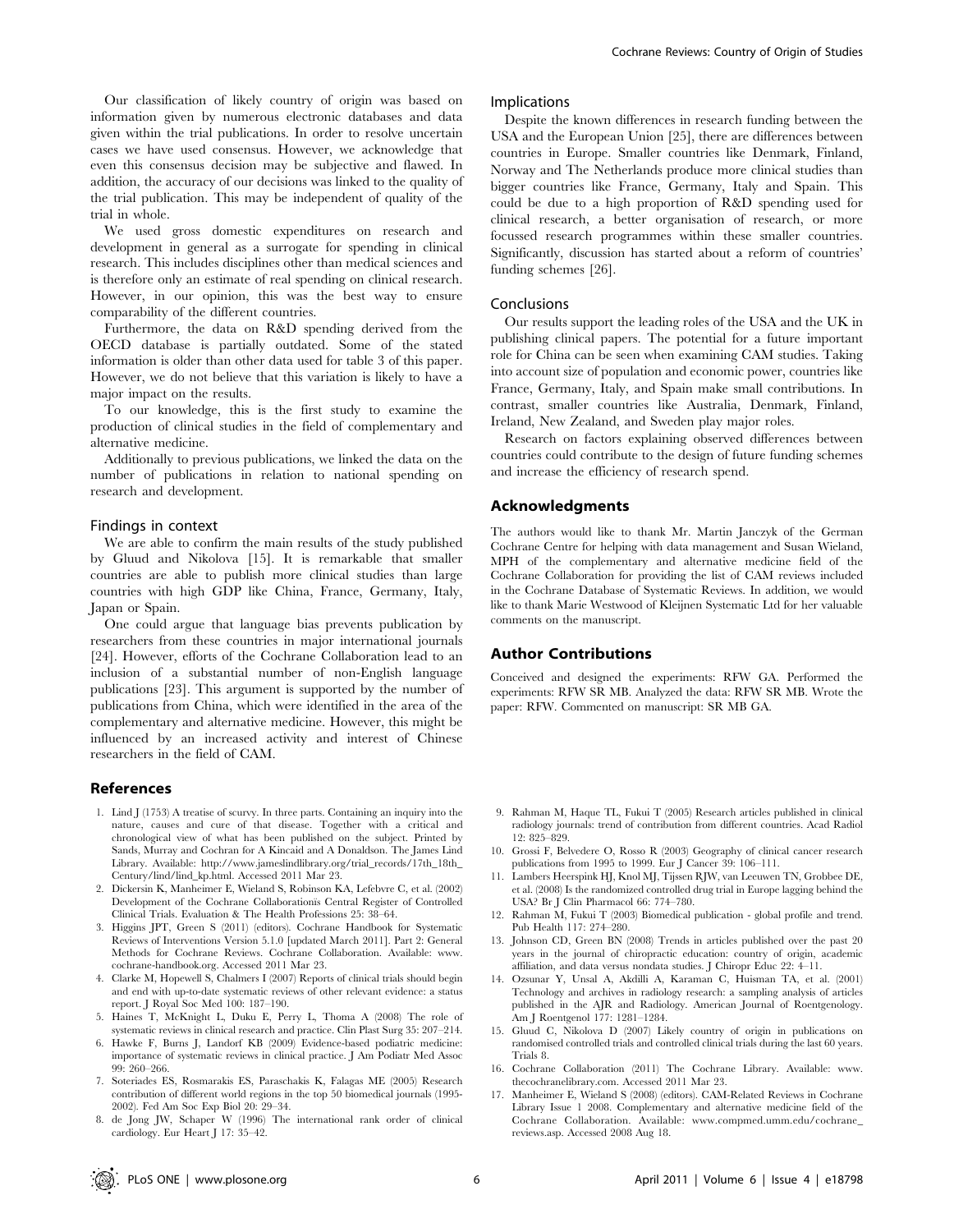Our classification of likely country of origin was based on information given by numerous electronic databases and data given within the trial publications. In order to resolve uncertain cases we have used consensus. However, we acknowledge that even this consensus decision may be subjective and flawed. In addition, the accuracy of our decisions was linked to the quality of the trial publication. This may be independent of quality of the trial in whole.

We used gross domestic expenditures on research and development in general as a surrogate for spending in clinical research. This includes disciplines other than medical sciences and is therefore only an estimate of real spending on clinical research. However, in our opinion, this was the best way to ensure comparability of the different countries.

Furthermore, the data on R&D spending derived from the OECD database is partially outdated. Some of the stated information is older than other data used for table 3 of this paper. However, we do not believe that this variation is likely to have a major impact on the results.

To our knowledge, this is the first study to examine the production of clinical studies in the field of complementary and alternative medicine.

Additionally to previous publications, we linked the data on the number of publications in relation to national spending on research and development.

### Findings in context

We are able to confirm the main results of the study published by Gluud and Nikolova [15]. It is remarkable that smaller countries are able to publish more clinical studies than large countries with high GDP like China, France, Germany, Italy, Japan or Spain.

One could argue that language bias prevents publication by researchers from these countries in major international journals [24]. However, efforts of the Cochrane Collaboration lead to an inclusion of a substantial number of non-English language publications [23]. This argument is supported by the number of publications from China, which were identified in the area of the complementary and alternative medicine. However, this might be influenced by an increased activity and interest of Chinese researchers in the field of CAM.

### Implications

Despite the known differences in research funding between the USA and the European Union [25], there are differences between countries in Europe. Smaller countries like Denmark, Finland, Norway and The Netherlands produce more clinical studies than bigger countries like France, Germany, Italy and Spain. This could be due to a high proportion of R&D spending used for clinical research, a better organisation of research, or more focussed research programmes within these smaller countries. Significantly, discussion has started about a reform of countries' funding schemes [26].

### Conclusions

Our results support the leading roles of the USA and the UK in publishing clinical papers. The potential for a future important role for China can be seen when examining CAM studies. Taking into account size of population and economic power, countries like France, Germany, Italy, and Spain make small contributions. In contrast, smaller countries like Australia, Denmark, Finland, Ireland, New Zealand, and Sweden play major roles.

Research on factors explaining observed differences between countries could contribute to the design of future funding schemes and increase the efficiency of research spend.

## Acknowledgments

The authors would like to thank Mr. Martin Janczyk of the German Cochrane Centre for helping with data management and Susan Wieland, MPH of the complementary and alternative medicine field of the Cochrane Collaboration for providing the list of CAM reviews included in the Cochrane Database of Systematic Reviews. In addition, we would like to thank Marie Westwood of Kleijnen Systematic Ltd for her valuable comments on the manuscript.

## Author Contributions

Conceived and designed the experiments: RFW GA. Performed the experiments: RFW SR MB. Analyzed the data: RFW SR MB. Wrote the paper: RFW. Commented on manuscript: SR MB GA.

## References

1. Lind J (1753) A treatise of scurvy. In three parts. Containing an inquiry into the nature, causes and cure of that disease. Together with a critical and chronological view of what has been published on the subject. Printed by Sands, Murray and Cochran for A Kincaid and A Donaldson. The James Lind Library. Available: http://www.jameslindlibrary.org/trial_records/17th_18th_Century/lind/lind_kp.html. Accessed 2011 Mar 23.
2. Dickersin K, Manheimer E, Wieland S, Robinson KA, Lefebvre C, et al. (2002) Development of the Cochrane Collaborationís Central Register of Controlled Clinical Trials. Evaluation & The Health Professions 25: 38–64.
3. Higgins JPT, Green S (2011) (editors). Cochrane Handbook for Systematic Reviews of Interventions Version 5.1.0 [updated March 2011]. Part 2: General Methods for Cochrane Reviews. Cochrane Collaboration. Available: www.cochrane-handbook.org. Accessed 2011 Mar 23.
4. Clarke M, Hopewell S, Chalmers I (2007) Reports of clinical trials should begin and end with up-to-date systematic reviews of other relevant evidence: a status report. J Royal Soc Med 100: 187–190.
5. Haines T, McKnight L, Duku E, Perry L, Thoma A (2008) The role of systematic reviews in clinical research and practice. Clin Plast Surg 35: 207–214.
6. Hawke F, Burns J, Landorf KB (2009) Evidence-based podiatric medicine: importance of systematic reviews in clinical practice. J Am Podiatr Med Assoc 99: 260–266.
7. Soteriades ES, Rosmarakis ES, Paraschakis K, Falagas ME (2005) Research contribution of different world regions in the top 50 biomedical journals (1995-2002). Fed Am Soc Exp Biol 20: 29–34.
8. de Jong JW, Schaper W (1996) The international rank order of clinical cardiology. Eur Heart J 17: 35–42.
9. Rahman M, Haque TL, Fukui T (2005) Research articles published in clinical radiology journals: trend of contribution from different countries. Acad Radiol 12: 825–829.
10. Grossi F, Belvedere O, Rosso R (2003) Geography of clinical cancer research publications from 1995 to 1999. Eur J Cancer 39: 106–111.
11. Lambers Heerspink HJ, Knol MJ, Tijssen RJW, van Leeuwen TN, Grobbee DE, et al. (2008) Is the randomized controlled drug trial in Europe lagging behind the USA? Br J Clin Pharmacol 66: 774–780.
12. Rahman M, Fukui T (2003) Biomedical publication - global profile and trend. Pub Health 117: 274–280.
13. Johnson CD, Green BN (2008) Trends in articles published over the past 20 years in the journal of chiropractic education: country of origin, academic affiliation, and data versus nondata studies. J Chiropr Educ 22: 4–11.
14. Ozsunar Y, Unsal A, Akdilli A, Karaman C, Huisman TA, et al. (2001) Technology and archives in radiology research: a sampling analysis of articles published in the AJR and Radiology. American Journal of Roentgenology. Am J Roentgenol 177: 1281–1284.
15. Gluud C, Nikolova D (2007) Likely country of origin in publications on randomised controlled trials and controlled clinical trials during the last 60 years. Trials 8.
16. Cochrane Collaboration (2011) The Cochrane Library. Available: www.thecochranelibrary.com. Accessed 2011 Mar 23.
17. Manheimer E, Wieland S (2008) (editors). CAM-Related Reviews in Cochrane Library Issue 1 2008. Complementary and alternative medicine field of the Cochrane Collaboration. Available: www.compmed.umm.edu/cochrane_reviews.asp. Accessed 2008 Aug 18.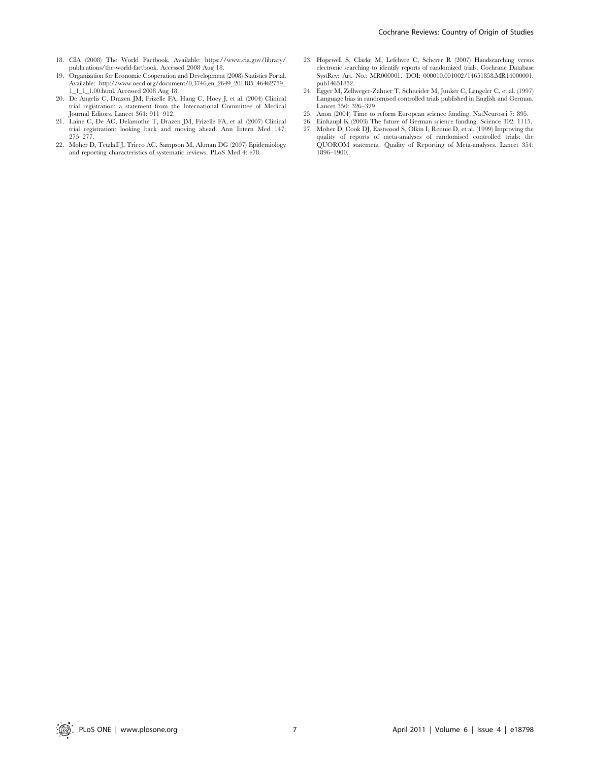18. CIA (2008) The World Factbook. Available: https://www.cia.gov/library/publications/the-world-factbook. Accessed 2008 Aug 18.
19. Organisation for Economic Cooperation and Development (2008) Statistics Portal. Available: http://www.oecd.org/document/0,3746,en_2649_201185_46462759_1_1_1_1,00.html. Accessed 2008 Aug 18.
20. De Angelis C, Drazen JM, Frizelle FA, Haug C, Hoey J, et al. (2004) Clinical trial registration: a statement from the International Committee of Medical Journal Editors. Lancet 364: 911–912.
21. Laine C, De AC, Delamothe T, Drazen JM, Frizelle FA, et al. (2007) Clinical trial registration: looking back and moving ahead. Ann Intern Med 147: 275–277.
22. Moher D, Tetzlaff J, Tricco AC, Sampson M, Altman DG (2007) Epidemiology and reporting characteristics of systematic reviews. PLoS Med 4: e78.
23. Hopewell S, Clarke M, Lefebvre C, Scherer R (2007) Handsearching versus electronic searching to identify reports of randomized trials. Cochrane Database SystRev: Art. No.: MR000001. DOI: 000010.001002/14651858.MR14000001.pub14651852.
24. Egger M, Zellweger-Zahner T, Schneider M, Junker C, Lengeler C, et al. (1997) Language bias in randomised controlled trials published in English and German. Lancet 350: 326–329.
25. Anon (2004) Time to reform European science funding. NatNeurosci 7: 895.
26. Einhaupl K (2003) The future of German science funding. Science 302: 1115.
27. Moher D, Cook DJ, Eastwood S, Olkin I, Rennie D, et al. (1999) Improving the quality of reports of meta-analyses of randomised controlled trials: the QUOROM statement. Quality of Reporting of Meta-analyses. Lancet 354: 1896–1900.